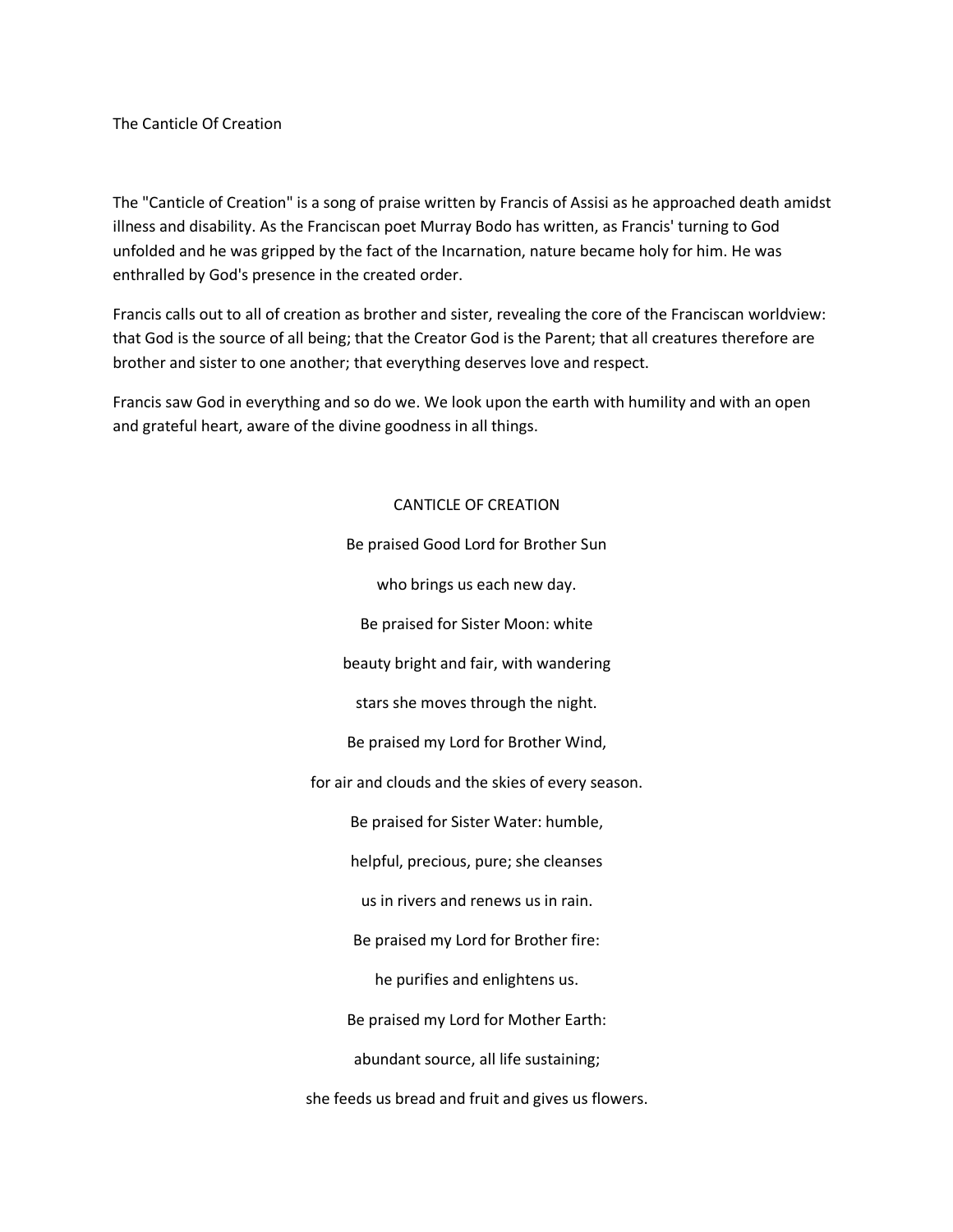# The Canticle Of Creation

The "Canticle of Creation" is a song of praise written by Francis of Assisi as he approached death amidst illness and disability. As the Franciscan poet Murray Bodo has written, as Francis' turning to God unfolded and he was gripped by the fact of the Incarnation, nature became holy for him. He was enthralled by God's presence in the created order.

Francis calls out to all of creation as brother and sister, revealing the core of the Franciscan worldview: that God is the source of all being; that the Creator God is the Parent; that all creatures therefore are brother and sister to one another; that everything deserves love and respect.

Francis saw God in everything and so do we. We look upon the earth with humility and with an open and grateful heart, aware of the divine goodness in all things.

## CANTICLE OF CREATION

Be praised Good Lord for Brother Sun

who brings us each new day.

Be praised for Sister Moon: white

beauty bright and fair, with wandering

stars she moves through the night.

Be praised my Lord for Brother Wind,

for air and clouds and the skies of every season.

Be praised for Sister Water: humble,

helpful, precious, pure; she cleanses

us in rivers and renews us in rain.

Be praised my Lord for Brother fire:

he purifies and enlightens us.

Be praised my Lord for Mother Earth:

abundant source, all life sustaining;

she feeds us bread and fruit and gives us flowers.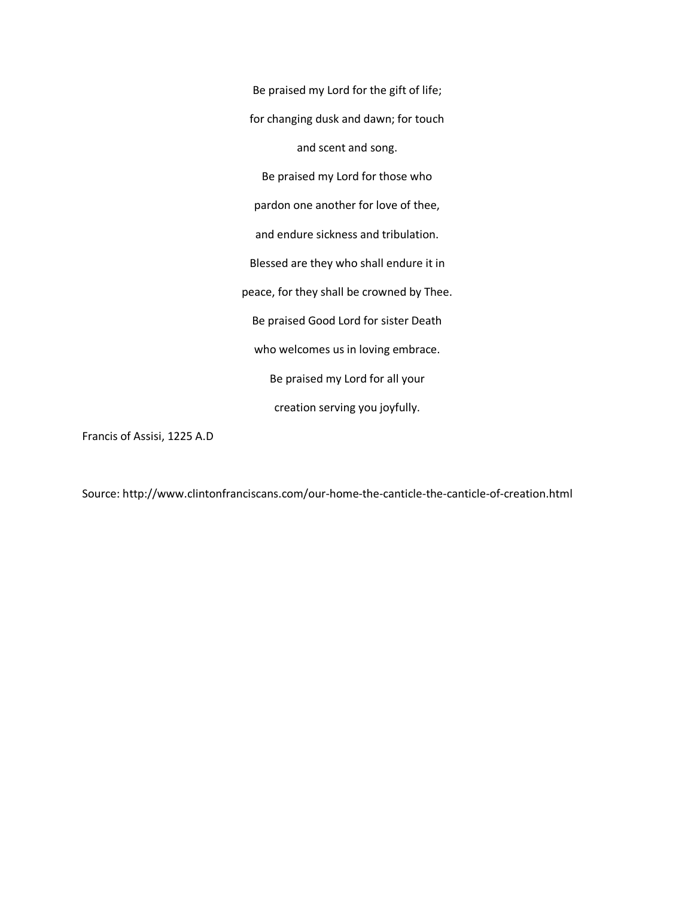Be praised my Lord for the gift of life;

for changing dusk and dawn; for touch

and scent and song.

Be praised my Lord for those who

pardon one another for love of thee,

and endure sickness and tribulation.

Blessed are they who shall endure it in

peace, for they shall be crowned by Thee.

Be praised Good Lord for sister Death

who welcomes us in loving embrace.

Be praised my Lord for all your

creation serving you joyfully.

Francis of Assisi, 1225 A.D

Source: http://www.clintonfranciscans.com/our-home-the-canticle-the-canticle-of-creation.html